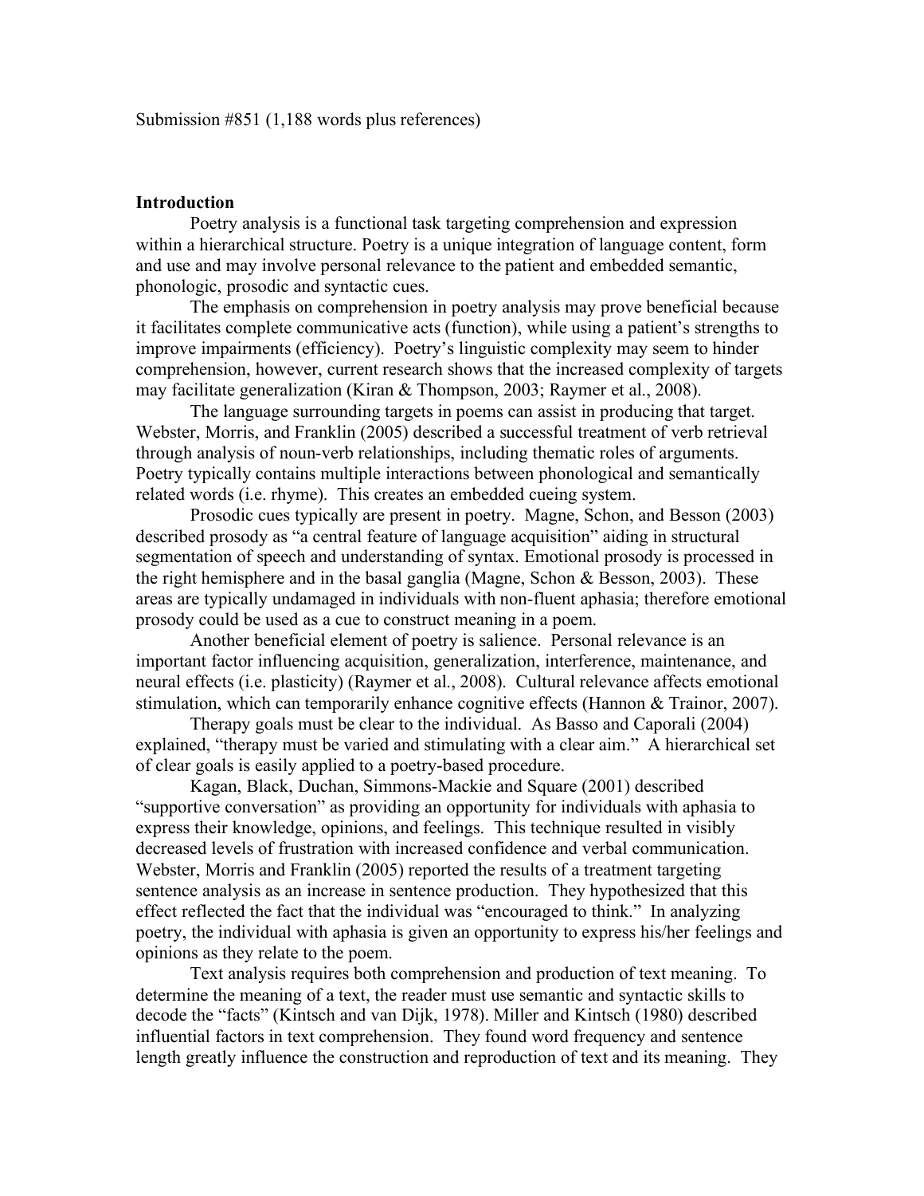Submission #851 (1,188 words plus references)

**Introduction**

Poetry analysis is a functional task targeting comprehension and expression within a hierarchical structure. Poetry is a unique integration of language content, form and use and may involve personal relevance to the patient and embedded semantic, phonologic, prosodic and syntactic cues.

The emphasis on comprehension in poetry analysis may prove beneficial because it facilitates complete communicative acts (function), while using a patient's strengths to improve impairments (efficiency). Poetry's linguistic complexity may seem to hinder comprehension, however, current research shows that the increased complexity of targets may facilitate generalization (Kiran & Thompson, 2003; Raymer et al., 2008).

The language surrounding targets in poems can assist in producing that target. Webster, Morris, and Franklin (2005) described a successful treatment of verb retrieval through analysis of noun-verb relationships, including thematic roles of arguments. Poetry typically contains multiple interactions between phonological and semantically related words (i.e. rhyme). This creates an embedded cueing system.

Prosodic cues typically are present in poetry. Magne, Schon, and Besson (2003) described prosody as "a central feature of language acquisition" aiding in structural segmentation of speech and understanding of syntax. Emotional prosody is processed in the right hemisphere and in the basal ganglia (Magne, Schon & Besson, 2003). These areas are typically undamaged in individuals with non-fluent aphasia; therefore emotional prosody could be used as a cue to construct meaning in a poem.

Another beneficial element of poetry is salience. Personal relevance is an important factor influencing acquisition, generalization, interference, maintenance, and neural effects (i.e. plasticity) (Raymer et al., 2008). Cultural relevance affects emotional stimulation, which can temporarily enhance cognitive effects (Hannon & Trainor, 2007).

Therapy goals must be clear to the individual. As Basso and Caporali (2004) explained, "therapy must be varied and stimulating with a clear aim." A hierarchical set of clear goals is easily applied to a poetry-based procedure.

Kagan, Black, Duchan, Simmons-Mackie and Square (2001) described "supportive conversation" as providing an opportunity for individuals with aphasia to express their knowledge, opinions, and feelings. This technique resulted in visibly decreased levels of frustration with increased confidence and verbal communication. Webster, Morris and Franklin (2005) reported the results of a treatment targeting sentence analysis as an increase in sentence production. They hypothesized that this effect reflected the fact that the individual was "encouraged to think." In analyzing poetry, the individual with aphasia is given an opportunity to express his/her feelings and opinions as they relate to the poem.

Text analysis requires both comprehension and production of text meaning. To determine the meaning of a text, the reader must use semantic and syntactic skills to decode the "facts" (Kintsch and van Dijk, 1978). Miller and Kintsch (1980) described influential factors in text comprehension. They found word frequency and sentence length greatly influence the construction and reproduction of text and its meaning. They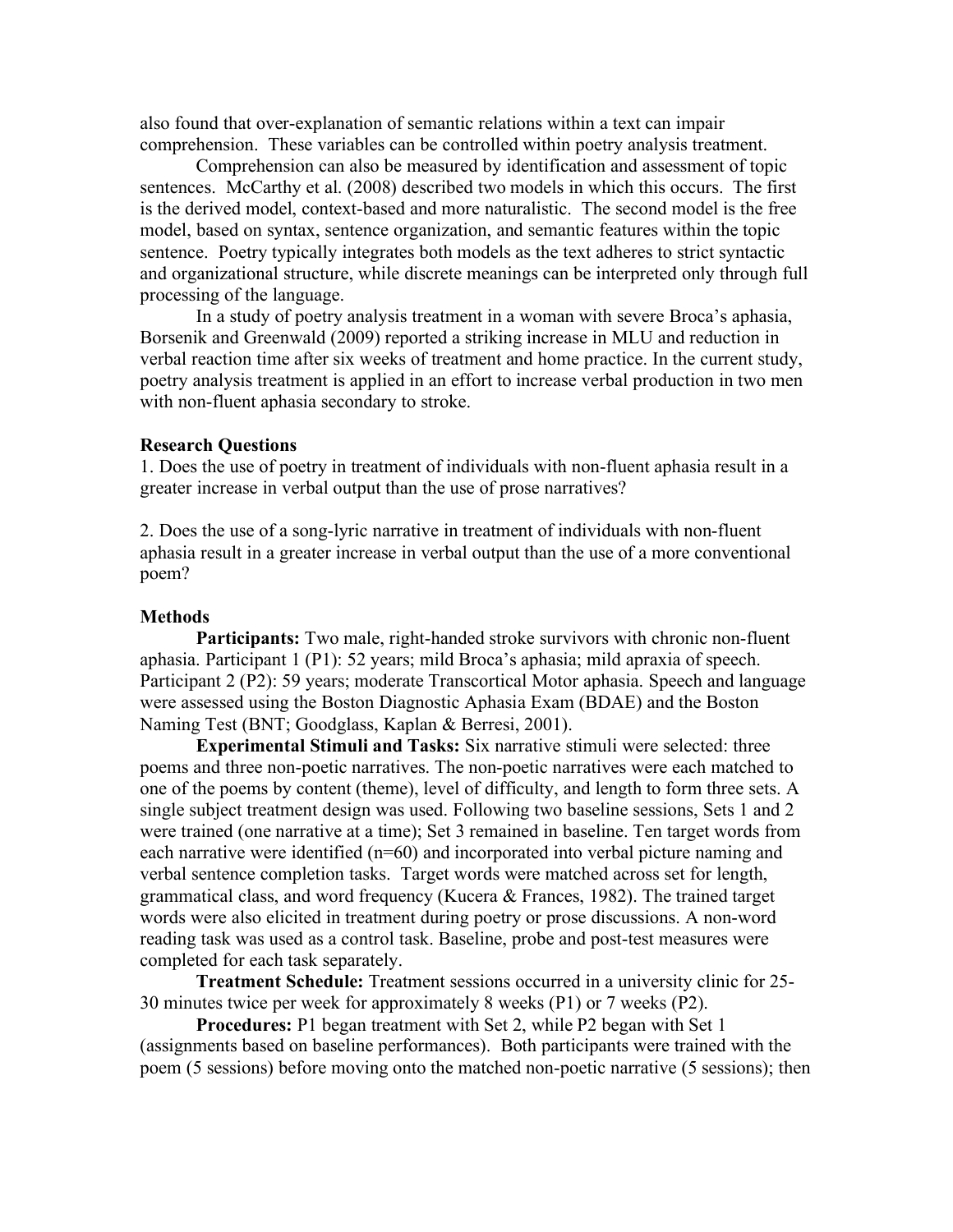also found that over-explanation of semantic relations within a text can impair comprehension. These variables can be controlled within poetry analysis treatment.

Comprehension can also be measured by identification and assessment of topic sentences. McCarthy et al. (2008) described two models in which this occurs. The first is the derived model, context-based and more naturalistic. The second model is the free model, based on syntax, sentence organization, and semantic features within the topic sentence. Poetry typically integrates both models as the text adheres to strict syntactic and organizational structure, while discrete meanings can be interpreted only through full processing of the language.

In a study of poetry analysis treatment in a woman with severe Broca's aphasia, Borsenik and Greenwald (2009) reported a striking increase in MLU and reduction in verbal reaction time after six weeks of treatment and home practice. In the current study, poetry analysis treatment is applied in an effort to increase verbal production in two men with non-fluent aphasia secondary to stroke.

**Research Questions**

1. Does the use of poetry in treatment of individuals with non-fluent aphasia result in a greater increase in verbal output than the use of prose narratives?

2. Does the use of a song-lyric narrative in treatment of individuals with non-fluent aphasia result in a greater increase in verbal output than the use of a more conventional poem?

**Methods**

**Participants:** Two male, right-handed stroke survivors with chronic non-fluent aphasia. Participant 1 (P1): 52 years; mild Broca's aphasia; mild apraxia of speech. Participant 2 (P2): 59 years; moderate Transcortical Motor aphasia. Speech and language were assessed using the Boston Diagnostic Aphasia Exam (BDAE) and the Boston Naming Test (BNT; Goodglass, Kaplan & Berresi, 2001).

**Experimental Stimuli and Tasks:** Six narrative stimuli were selected: three poems and three non-poetic narratives. The non-poetic narratives were each matched to one of the poems by content (theme), level of difficulty, and length to form three sets. A single subject treatment design was used. Following two baseline sessions, Sets 1 and 2 were trained (one narrative at a time); Set 3 remained in baseline. Ten target words from each narrative were identified (n=60) and incorporated into verbal picture naming and verbal sentence completion tasks. Target words were matched across set for length, grammatical class, and word frequency (Kucera & Frances, 1982). The trained target words were also elicited in treatment during poetry or prose discussions. A non-word reading task was used as a control task. Baseline, probe and post-test measures were completed for each task separately.

**Treatment Schedule:** Treatment sessions occurred in a university clinic for 25-30 minutes twice per week for approximately 8 weeks (P1) or 7 weeks (P2).

**Procedures:** P1 began treatment with Set 2, while P2 began with Set 1 (assignments based on baseline performances). Both participants were trained with the poem (5 sessions) before moving onto the matched non-poetic narrative (5 sessions); then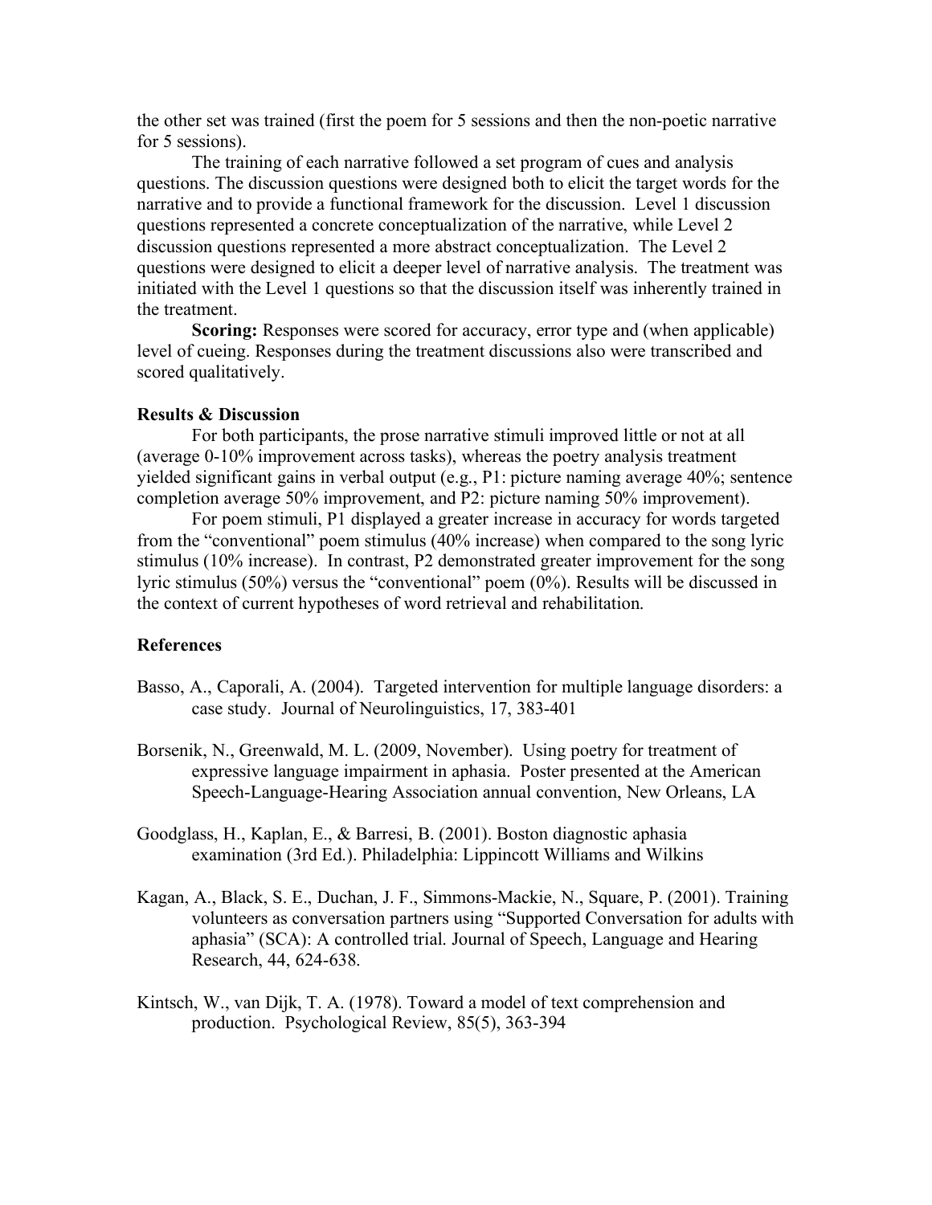the other set was trained (first the poem for 5 sessions and then the non-poetic narrative for 5 sessions).

The training of each narrative followed a set program of cues and analysis questions. The discussion questions were designed both to elicit the target words for the narrative and to provide a functional framework for the discussion. Level 1 discussion questions represented a concrete conceptualization of the narrative, while Level 2 discussion questions represented a more abstract conceptualization. The Level 2 questions were designed to elicit a deeper level of narrative analysis. The treatment was initiated with the Level 1 questions so that the discussion itself was inherently trained in the treatment.

**Scoring:** Responses were scored for accuracy, error type and (when applicable) level of cueing. Responses during the treatment discussions also were transcribed and scored qualitatively.

**Results & Discussion**

For both participants, the prose narrative stimuli improved little or not at all (average 0-10% improvement across tasks), whereas the poetry analysis treatment yielded significant gains in verbal output (e.g., P1: picture naming average 40%; sentence completion average 50% improvement, and P2: picture naming 50% improvement).

For poem stimuli, P1 displayed a greater increase in accuracy for words targeted from the "conventional" poem stimulus (40% increase) when compared to the song lyric stimulus (10% increase). In contrast, P2 demonstrated greater improvement for the song lyric stimulus (50%) versus the "conventional" poem (0%). Results will be discussed in the context of current hypotheses of word retrieval and rehabilitation.

**References**

Basso, A., Caporali, A. (2004). Targeted intervention for multiple language disorders: a case study. Journal of Neurolinguistics, 17, 383-401

Borsenik, N., Greenwald, M. L. (2009, November). Using poetry for treatment of expressive language impairment in aphasia. Poster presented at the American Speech-Language-Hearing Association annual convention, New Orleans, LA

Goodglass, H., Kaplan, E., & Barresi, B. (2001). Boston diagnostic aphasia examination (3rd Ed.). Philadelphia: Lippincott Williams and Wilkins

Kagan, A., Black, S. E., Duchan, J. F., Simmons-Mackie, N., Square, P. (2001). Training volunteers as conversation partners using "Supported Conversation for adults with aphasia" (SCA): A controlled trial. Journal of Speech, Language and Hearing Research, 44, 624-638.

Kintsch, W., van Dijk, T. A. (1978). Toward a model of text comprehension and production. Psychological Review, 85(5), 363-394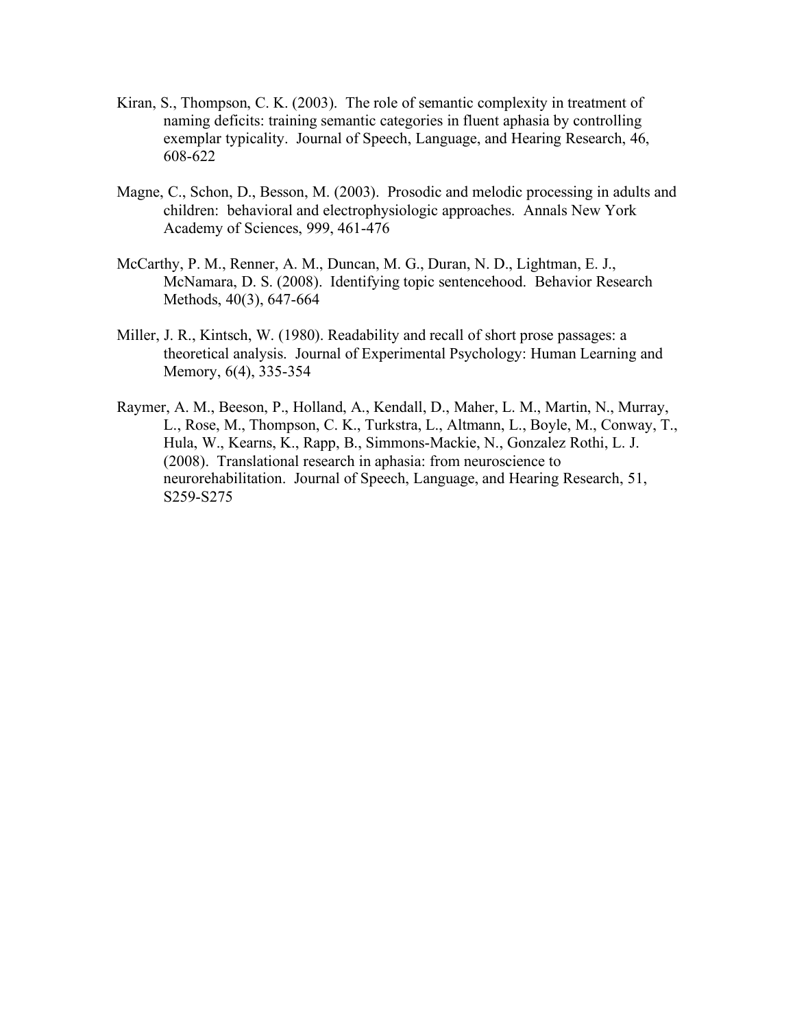Kiran, S., Thompson, C. K. (2003). The role of semantic complexity in treatment of naming deficits: training semantic categories in fluent aphasia by controlling exemplar typicality. Journal of Speech, Language, and Hearing Research, 46, 608-622

Magne, C., Schon, D., Besson, M. (2003). Prosodic and melodic processing in adults and children: behavioral and electrophysiologic approaches. Annals New York Academy of Sciences, 999, 461-476

McCarthy, P. M., Renner, A. M., Duncan, M. G., Duran, N. D., Lightman, E. J., McNamara, D. S. (2008). Identifying topic sentencehood. Behavior Research Methods, 40(3), 647-664

Miller, J. R., Kintsch, W. (1980). Readability and recall of short prose passages: a theoretical analysis. Journal of Experimental Psychology: Human Learning and Memory, 6(4), 335-354

Raymer, A. M., Beeson, P., Holland, A., Kendall, D., Maher, L. M., Martin, N., Murray, L., Rose, M., Thompson, C. K., Turkstra, L., Altmann, L., Boyle, M., Conway, T., Hula, W., Kearns, K., Rapp, B., Simmons-Mackie, N., Gonzalez Rothi, L. J. (2008). Translational research in aphasia: from neuroscience to neurorehabilitation. Journal of Speech, Language, and Hearing Research, 51, S259-S275